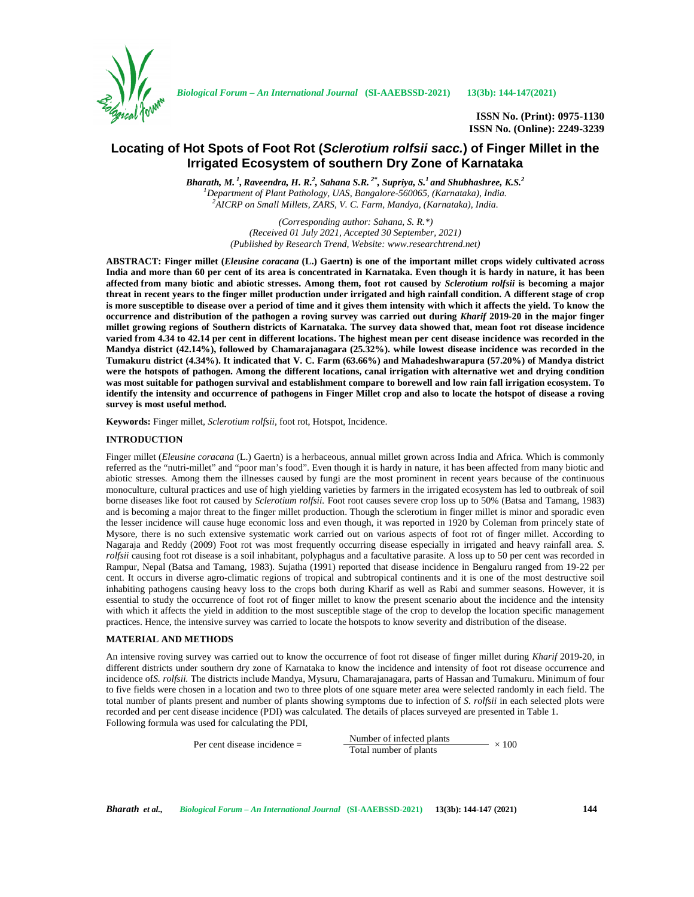ISSN No. (Print): 0975-1130
ISSN No. (Online): 2249-3239

# Locating of Hot Spots of Foot Rot (*Sclerotium rolfsii sacc.*) of Finger Millet in the Irrigated Ecosystem of southern Dry Zone of Karnataka

***Bharath, M.*** [1]***, Raveendra, H. R.*** [2]***, Sahana S.R.*** [2*]***, Supriya, S.*** [1] ***and Shubhashree, K.S.*** [2]

[1]Department of Plant Pathology, UAS, Bangalore-560065, (Karnataka), India.
[2]AICRP on Small Millets, ZARS, V. C. Farm, Mandya, (Karnataka), India.

*(Corresponding author: Sahana, S. R.\*)*
*(Received 01 July 2021, Accepted 30 September, 2021)*
*(Published by Research Trend, Website: www.researchtrend.net)*

**ABSTRACT: Finger millet (*Eleusine coracana* (L.) Gaertn) is one of the important millet crops widely cultivated across India and more than 60 per cent of its area is concentrated in Karnataka. Even though it is hardy in nature, it has been affected from many biotic and abiotic stresses. Among them, foot rot caused by *Sclerotium rolfsii* is becoming a major threat in recent years to the finger millet production under irrigated and high rainfall condition. A different stage of crop is more susceptible to disease over a period of time and it gives them intensity with which it affects the yield. To know the occurrence and distribution of the pathogen a roving survey was carried out during *Kharif* 2019-20 in the major finger millet growing regions of Southern districts of Karnataka. The survey data showed that, mean foot rot disease incidence varied from 4.34 to 42.14 per cent in different locations. The highest mean per cent disease incidence was recorded in the Mandya district (42.14%), followed by Chamarajanagara (25.32%). while lowest disease incidence was recorded in the Tumakuru district (4.34%). It indicated that V. C. Farm (63.66%) and Mahadeshwarapura (57.20%) of Mandya district were the hotspots of pathogen. Among the different locations, canal irrigation with alternative wet and drying condition was most suitable for pathogen survival and establishment compare to borewell and low rain fall irrigation ecosystem. To identify the intensity and occurrence of pathogens in Finger Millet crop and also to locate the hotspot of disease a roving survey is most useful method.**

**Keywords:** Finger millet, *Sclerotium rolfsii*, foot rot, Hotspot, Incidence.

## INTRODUCTION

Finger millet (*Eleusine coracana* (L.) Gaertn) is a herbaceous, annual millet grown across India and Africa. Which is commonly referred as the "nutri-millet" and "poor man's food". Even though it is hardy in nature, it has been affected from many biotic and abiotic stresses. Among them the illnesses caused by fungi are the most prominent in recent years because of the continuous monoculture, cultural practices and use of high yielding varieties by farmers in the irrigated ecosystem has led to outbreak of soil borne diseases like foot rot caused by *Sclerotium rolfsii.* Foot root causes severe crop loss up to 50% (Batsa and Tamang, 1983) and is becoming a major threat to the finger millet production. Though the sclerotium in finger millet is minor and sporadic even the lesser incidence will cause huge economic loss and even though, it was reported in 1920 by Coleman from princely state of Mysore, there is no such extensive systematic work carried out on various aspects of foot rot of finger millet. According to Nagaraja and Reddy (2009) Foot rot was most frequently occurring disease especially in irrigated and heavy rainfall area. *S. rolfsii* causing foot rot disease is a soil inhabitant, polyphagus and a facultative parasite. A loss up to 50 per cent was recorded in Rampur, Nepal (Batsa and Tamang, 1983). Sujatha (1991) reported that disease incidence in Bengaluru ranged from 19-22 per cent. It occurs in diverse agro-climatic regions of tropical and subtropical continents and it is one of the most destructive soil inhabiting pathogens causing heavy loss to the crops both during Kharif as well as Rabi and summer seasons. However, it is essential to study the occurrence of foot rot of finger millet to know the present scenario about the incidence and the intensity with which it affects the yield in addition to the most susceptible stage of the crop to develop the location specific management practices. Hence, the intensive survey was carried to locate the hotspots to know severity and distribution of the disease.

## MATERIAL AND METHODS

An intensive roving survey was carried out to know the occurrence of foot rot disease of finger millet during *Kharif* 2019-20, in different districts under southern dry zone of Karnataka to know the incidence and intensity of foot rot disease occurrence and incidence of*S. rolfsii.* The districts include Mandya, Mysuru, Chamarajanagara, parts of Hassan and Tumakuru. Minimum of four to five fields were chosen in a location and two to three plots of one square meter area were selected randomly in each field. The total number of plants present and number of plants showing symptoms due to infection of *S. rolfsii* in each selected plots were recorded and per cent disease incidence (PDI) was calculated. The details of places surveyed are presented in Table 1.
Following formula was used for calculating the PDI,

$$\text{Per cent disease incidence} = \frac{\text{Number of infected plants}}{\text{Total number of plants}} \times 100$$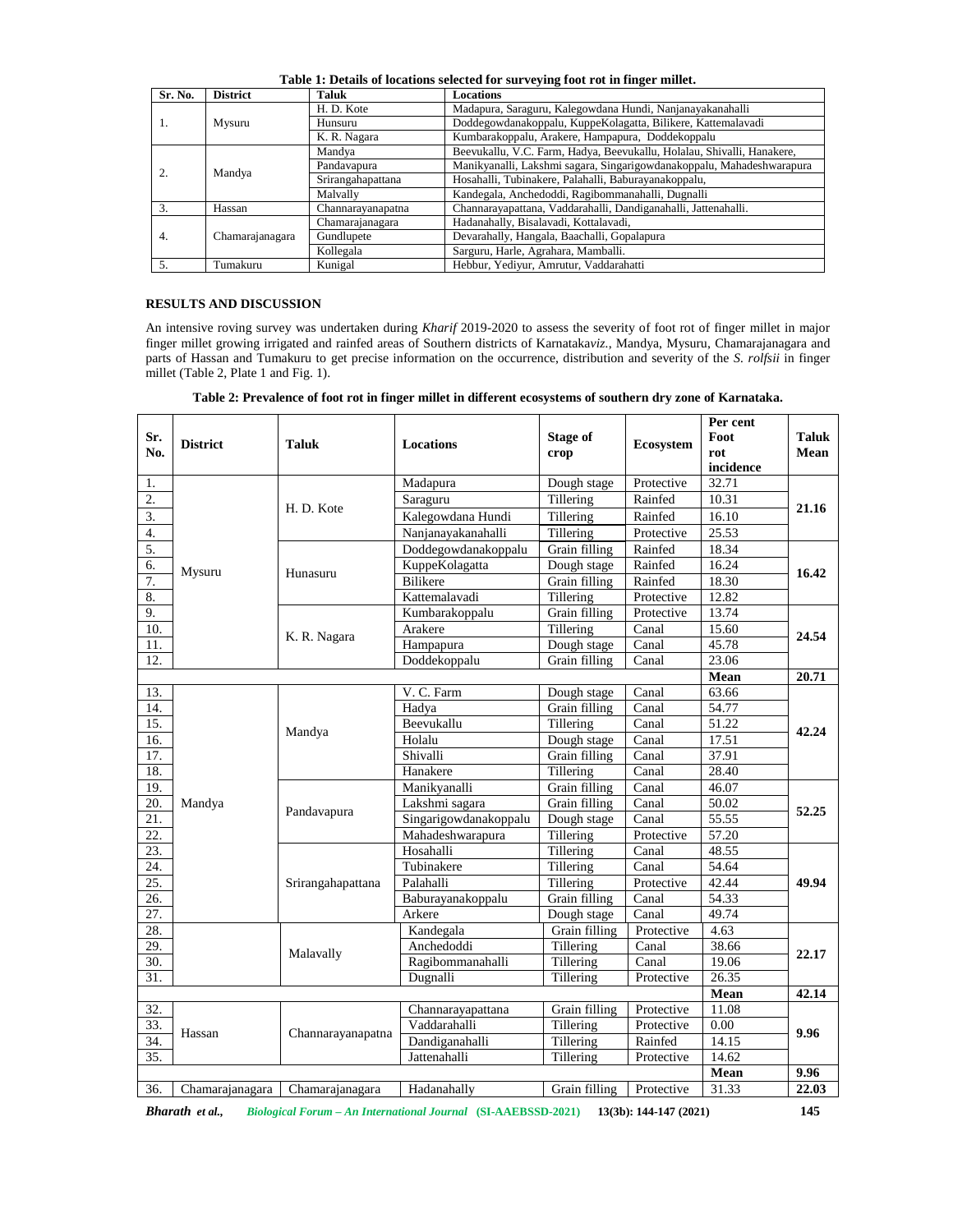**Table 1: Details of locations selected for surveying foot rot in finger millet.**

| Sr. No. | District | Taluk | Locations |
|---|---|---|---|
| 1. | Mysuru | H. D. Kote | Madapura, Saraguru, Kalegowdana Hundi, Nanjanayakanahalli |
| | | Hunsuru | Doddegowdanakoppalu, KuppeKolagatta, Bilikere, Kattemalavadi |
| | | K. R. Nagara | Kumbarakoppalu, Arakere, Hampapura, Doddekoppalu |
| 2. | Mandya | Mandya | Beevukallu, V.C. Farm, Hadya, Beevukallu, Holalau, Shivalli, Hanakere, |
| | | Pandavapura | Manikyanalli, Lakshmi sagara, Singarigowdanakoppalu, Mahadeshwarapura |
| | | Srirangahapattana | Hosahalli, Tubinakere, Palahalli, Baburayanakoppalu, |
| | | Malvally | Kandegala, Anchedoddi, Ragibommanahalli, Dugnalli |
| 3. | Hassan | Channarayanapatna | Channarayapattana, Vaddarahalli, Dandiganahalli, Jattenahalli. |
| 4. | Chamarajanagara | Chamarajanagara | Hadanahally, Bisalavadi, Kottalavadi, |
| | | Gundlupete | Devarahally, Hangala, Baachalli, Gopalapura |
| | | Kollegala | Sarguru, Harle, Agrahara, Mamballi. |
| 5. | Tumakuru | Kunigal | Hebbur, Yediyur, Amrutur, Vaddarahatti |

## RESULTS AND DISCUSSION

An intensive roving survey was undertaken during *Kharif* 2019-2020 to assess the severity of foot rot of finger millet in major finger millet growing irrigated and rainfed areas of Southern districts of Karnataka*viz.*, Mandya, Mysuru, Chamarajanagara and parts of Hassan and Tumakuru to get precise information on the occurrence, distribution and severity of the *S. rolfsii* in finger millet (Table 2, Plate 1 and Fig. 1).

**Table 2: Prevalence of foot rot in finger millet in different ecosystems of southern dry zone of Karnataka.**

| Sr. No. | District | Taluk | Locations | Stage of crop | Ecosystem | Per cent Foot rot incidence | Taluk Mean |
|---|---|---|---|---|---|---|---|
| 1. | Mysuru | H. D. Kote | Madapura | Dough stage | Protective | 32.71 | 21.16 |
| 2. | | | Saraguru | Tillering | Rainfed | 10.31 | |
| 3. | | | Kalegowdana Hundi | Tillering | Rainfed | 16.10 | |
| 4. | | | Nanjanayakanahalli | Tillering | Protective | 25.53 | |
| 5. | | Hunasuru | Doddegowdanakoppalu | Grain filling | Rainfed | 18.34 | 16.42 |
| 6. | | | KuppeKolagatta | Dough stage | Rainfed | 16.24 | |
| 7. | | | Bilikere | Grain filling | Rainfed | 18.30 | |
| 8. | | | Kattemalavadi | Tillering | Protective | 12.82 | |
| 9. | | K. R. Nagara | Kumbarakoppalu | Grain filling | Protective | 13.74 | 24.54 |
| 10. | | | Arakere | Tillering | Canal | 15.60 | |
| 11. | | | Hampapura | Dough stage | Canal | 45.78 | |
| 12. | | | Doddekoppalu | Grain filling | Canal | 23.06 | |
| | | | | | | **Mean** | **20.71** |
| 13. | Mandya | Mandya | V. C. Farm | Dough stage | Canal | 63.66 | 42.24 |
| 14. | | | Hadya | Grain filling | Canal | 54.77 | |
| 15. | | | Beevukallu | Tillering | Canal | 51.22 | |
| 16. | | | Holalu | Dough stage | Canal | 17.51 | |
| 17. | | | Shivalli | Grain filling | Canal | 37.91 | |
| 18. | | | Hanakere | Tillering | Canal | 28.40 | |
| 19. | | Pandavapura | Manikyanalli | Grain filling | Canal | 46.07 | 52.25 |
| 20. | | | Lakshmi sagara | Grain filling | Canal | 50.02 | |
| 21. | | | Singarigowdanakoppalu | Dough stage | Canal | 55.55 | |
| 22. | | | Mahadeshwarapura | Tillering | Protective | 57.20 | |
| 23. | | Srirangahapattana | Hosahalli | Tillering | Canal | 48.55 | 49.94 |
| 24. | | | Tubinakere | Tillering | Canal | 54.64 | |
| 25. | | | Palahalli | Tillering | Protective | 42.44 | |
| 26. | | | Baburayanakoppalu | Grain filling | Canal | 54.33 | |
| 27. | | | Arkere | Dough stage | Canal | 49.74 | |
| 28. | | Malavally | Kandegala | Grain filling | Protective | 4.63 | 22.17 |
| 29. | | | Anchedoddi | Tillering | Canal | 38.66 | |
| 30. | | | Ragibommanahalli | Tillering | Canal | 19.06 | |
| 31. | | | Dugnalli | Tillering | Protective | 26.35 | |
| | | | | | | **Mean** | **42.14** |
| 32. | Hassan | Channarayanapatna | Channarayapattana | Grain filling | Protective | 11.08 | 9.96 |
| 33. | | | Vaddarahalli | Tillering | Protective | 0.00 | |
| 34. | | | Dandiganahalli | Tillering | Rainfed | 14.15 | |
| 35. | | | Jattenahalli | Tillering | Protective | 14.62 | |
| | | | | | | **Mean** | **9.96** |
| 36. | Chamarajanagara | Chamarajanagara | Hadanahally | Grain filling | Protective | 31.33 | 22.03 |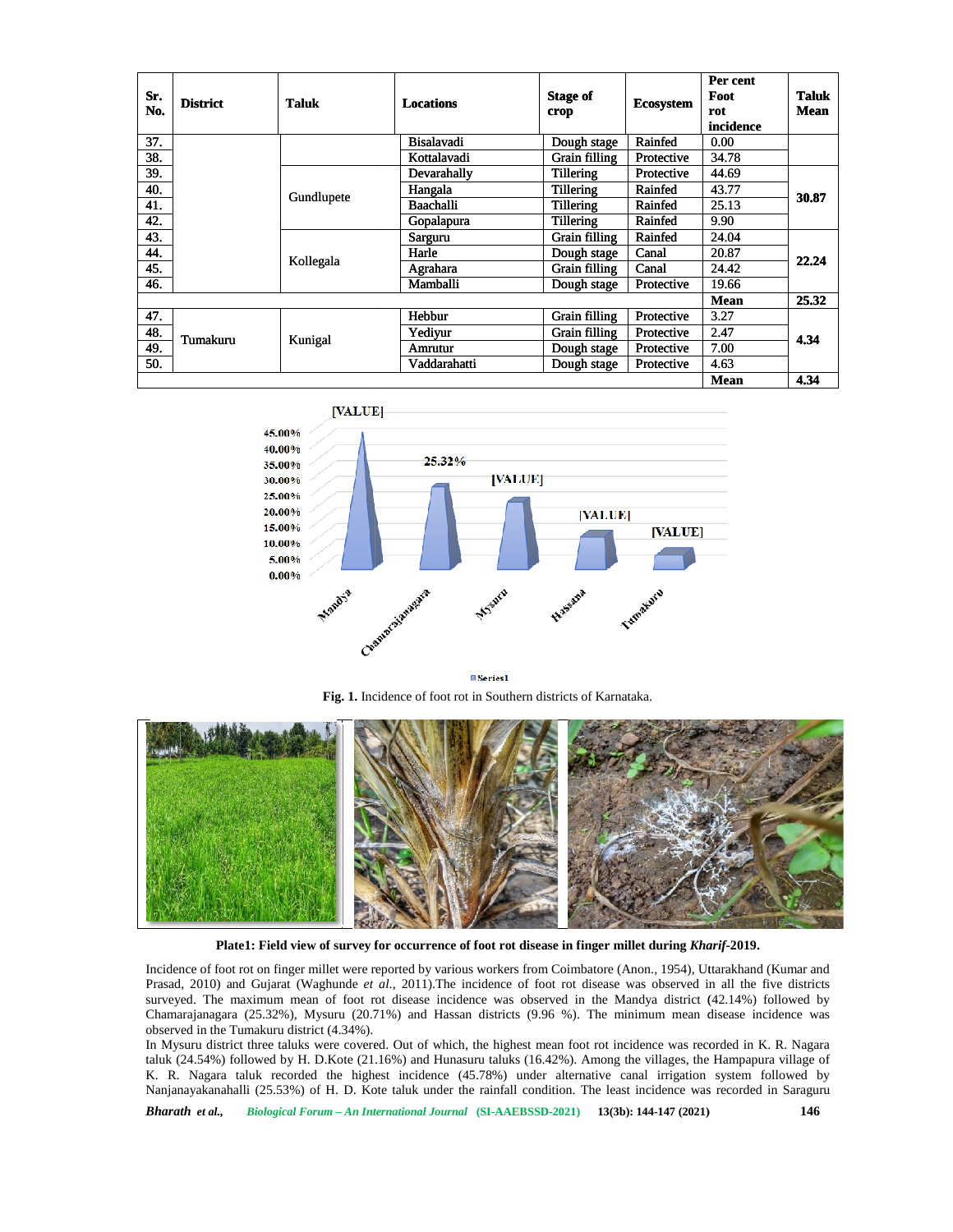| Sr. No. | District | Taluk | Locations | Stage of crop | Ecosystem | Per cent Foot rot incidence | Taluk Mean |
|---|---|---|---|---|---|---|---|
| 37. | | | Bisalavadi | Dough stage | Rainfed | 0.00 | |
| 38. | | | Kottalavadi | Grain filling | Protective | 34.78 | |
| 39. | | Gundlupete | Devarahally | Tillering | Protective | 44.69 | 30.87 |
| 40. | | | Hangala | Tillering | Rainfed | 43.77 | |
| 41. | | | Baachalli | Tillering | Rainfed | 25.13 | |
| 42. | | | Gopalapura | Tillering | Rainfed | 9.90 | |
| 43. | | Kollegala | Sarguru | Grain filling | Rainfed | 24.04 | 22.24 |
| 44. | | | Harle | Dough stage | Canal | 20.87 | |
| 45. | | | Agrahara | Grain filling | Canal | 24.42 | |
| 46. | | | Mamballi | Dough stage | Protective | 19.66 | |
| | | | | | | **Mean** | **25.32** |
| 47. | Tumakuru | Kunigal | Hebbur | Grain filling | Protective | 3.27 | 4.34 |
| 48. | | | Yediyur | Grain filling | Protective | 2.47 | |
| 49. | | | Amrutur | Dough stage | Protective | 7.00 | |
| 50. | | | Vaddarahatti | Dough stage | Protective | 4.63 | |
| | | | | | | **Mean** | **4.34** |

[VALUE]
25.32%
[VALUE]
[VALUE]
[VALUE]
45.00%
40.00%
35.00%
30.00%
25.00%
20.00%
15.00%
10.00%
5.00%
0.00%
Mandya
Chamarajanagara
Mysuru
Hassana
Tumakuru
Series1

**Fig. 1.** Incidence of foot rot in Southern districts of Karnataka.

**Plate1: Field view of survey for occurrence of foot rot disease in finger millet during *Kharif*-2019.**

Incidence of foot rot on finger millet were reported by various workers from Coimbatore (Anon., 1954), Uttarakhand (Kumar and Prasad, 2010) and Gujarat (Waghunde *et al.,* 2011).The incidence of foot rot disease was observed in all the five districts surveyed. The maximum mean of foot rot disease incidence was observed in the Mandya district (42.14%) followed by Chamarajanagara (25.32%), Mysuru (20.71%) and Hassan districts (9.96 %). The minimum mean disease incidence was observed in the Tumakuru district (4.34%).

In Mysuru district three taluks were covered. Out of which, the highest mean foot rot incidence was recorded in K. R. Nagara taluk (24.54%) followed by H. D.Kote (21.16%) and Hunasuru taluks (16.42%). Among the villages, the Hampapura village of K. R. Nagara taluk recorded the highest incidence (45.78%) under alternative canal irrigation system followed by Nanjanayakanahalli (25.53%) of H. D. Kote taluk under the rainfall condition. The least incidence was recorded in Saraguru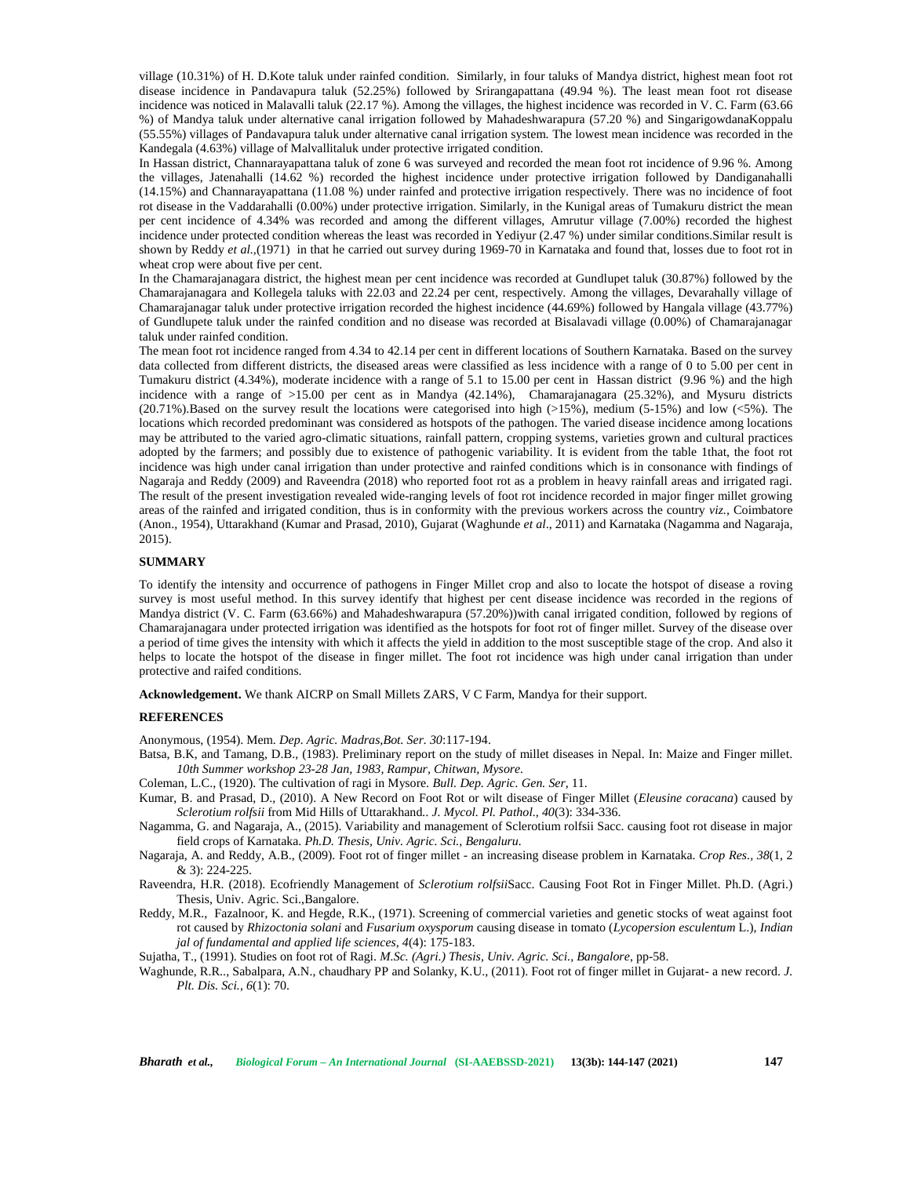village (10.31%) of H. D.Kote taluk under rainfed condition. Similarly, in four taluks of Mandya district, highest mean foot rot disease incidence in Pandavapura taluk (52.25%) followed by Srirangapattana (49.94 %). The least mean foot rot disease incidence was noticed in Malavalli taluk (22.17 %). Among the villages, the highest incidence was recorded in V. C. Farm (63.66 %) of Mandya taluk under alternative canal irrigation followed by Mahadeshwarapura (57.20 %) and SingarigowdanaKoppalu (55.55%) villages of Pandavapura taluk under alternative canal irrigation system. The lowest mean incidence was recorded in the Kandegala (4.63%) village of Malvallitaluk under protective irrigated condition.

In Hassan district, Channarayapattana taluk of zone 6 was surveyed and recorded the mean foot rot incidence of 9.96 %. Among the villages, Jatenahalli (14.62 %) recorded the highest incidence under protective irrigation followed by Dandiganahalli (14.15%) and Channarayapattana (11.08 %) under rainfed and protective irrigation respectively. There was no incidence of foot rot disease in the Vaddarahalli (0.00%) under protective irrigation. Similarly, in the Kunigal areas of Tumakuru district the mean per cent incidence of 4.34% was recorded and among the different villages, Amrutur village (7.00%) recorded the highest incidence under protected condition whereas the least was recorded in Yediyur (2.47 %) under similar conditions.Similar result is shown by Reddy *et al.*,(1971) in that he carried out survey during 1969-70 in Karnataka and found that, losses due to foot rot in wheat crop were about five per cent.

In the Chamarajanagara district, the highest mean per cent incidence was recorded at Gundlupet taluk (30.87%) followed by the Chamarajanagara and Kollegela taluks with 22.03 and 22.24 per cent, respectively. Among the villages, Devarahally village of Chamarajanagar taluk under protective irrigation recorded the highest incidence (44.69%) followed by Hangala village (43.77%) of Gundlupete taluk under the rainfed condition and no disease was recorded at Bisalavadi village (0.00%) of Chamarajanagar taluk under rainfed condition.

The mean foot rot incidence ranged from 4.34 to 42.14 per cent in different locations of Southern Karnataka. Based on the survey data collected from different districts, the diseased areas were classified as less incidence with a range of 0 to 5.00 per cent in Tumakuru district (4.34%), moderate incidence with a range of 5.1 to 15.00 per cent in Hassan district (9.96 %) and the high incidence with a range of >15.00 per cent as in Mandya (42.14%), Chamarajanagara (25.32%), and Mysuru districts (20.71%).Based on the survey result the locations were categorised into high (>15%), medium (5-15%) and low (<5%). The locations which recorded predominant was considered as hotspots of the pathogen. The varied disease incidence among locations may be attributed to the varied agro-climatic situations, rainfall pattern, cropping systems, varieties grown and cultural practices adopted by the farmers; and possibly due to existence of pathogenic variability. It is evident from the table 1that, the foot rot incidence was high under canal irrigation than under protective and rainfed conditions which is in consonance with findings of Nagaraja and Reddy (2009) and Raveendra (2018) who reported foot rot as a problem in heavy rainfall areas and irrigated ragi. The result of the present investigation revealed wide-ranging levels of foot rot incidence recorded in major finger millet growing areas of the rainfed and irrigated condition, thus is in conformity with the previous workers across the country *viz.*, Coimbatore (Anon., 1954), Uttarakhand (Kumar and Prasad, 2010), Gujarat (Waghunde *et al*., 2011) and Karnataka (Nagamma and Nagaraja, 2015).

## SUMMARY

To identify the intensity and occurrence of pathogens in Finger Millet crop and also to locate the hotspot of disease a roving survey is most useful method. In this survey identify that highest per cent disease incidence was recorded in the regions of Mandya district (V. C. Farm (63.66%) and Mahadeshwarapura (57.20%))with canal irrigated condition, followed by regions of Chamarajanagara under protected irrigation was identified as the hotspots for foot rot of finger millet. Survey of the disease over a period of time gives the intensity with which it affects the yield in addition to the most susceptible stage of the crop. And also it helps to locate the hotspot of the disease in finger millet. The foot rot incidence was high under canal irrigation than under protective and raifed conditions.

**Acknowledgement.** We thank AICRP on Small Millets ZARS, V C Farm, Mandya for their support.

## REFERENCES

Anonymous, (1954). Mem. *Dep. Agric. Madras,Bot. Ser. 30*:117-194.

Batsa, B.K, and Tamang, D.B., (1983). Preliminary report on the study of millet diseases in Nepal. In: Maize and Finger millet. *10th Summer workshop 23-28 Jan, 1983, Rampur, Chitwan, Mysore.*

Coleman, L.C., (1920). The cultivation of ragi in Mysore. *Bull. Dep. Agric. Gen. Ser*, 11.

Kumar, B. and Prasad, D., (2010). A New Record on Foot Rot or wilt disease of Finger Millet (*Eleusine coracana*) caused by *Sclerotium rolfsii* from Mid Hills of Uttarakhand.. *J. Mycol. Pl. Pathol., 40*(3): 334-336.

Nagamma, G. and Nagaraja, A., (2015). Variability and management of Sclerotium rolfsii Sacc. causing foot rot disease in major field crops of Karnataka. *Ph.D. Thesis, Univ. Agric. Sci., Bengaluru.*

Nagaraja, A. and Reddy, A.B., (2009). Foot rot of finger millet - an increasing disease problem in Karnataka. *Crop Res., 38*(1, 2 & 3): 224-225.

Raveendra, H.R. (2018). Ecofriendly Management of *Sclerotium rolfsii*Sacc. Causing Foot Rot in Finger Millet. Ph.D. (Agri.) Thesis, Univ. Agric. Sci.,Bangalore.

Reddy, M.R., Fazalnoor, K. and Hegde, R.K., (1971). Screening of commercial varieties and genetic stocks of weat against foot rot caused by *Rhizoctonia solani* and *Fusarium oxysporum* causing disease in tomato (*Lycopersion esculentum* L.), *Indian jal of fundamental and applied life sciences, 4*(4): 175-183.

Sujatha, T., (1991). Studies on foot rot of Ragi. *M.Sc. (Agri.) Thesis, Univ. Agric. Sci., Bangalore*, pp-58.

Waghunde, R.R.., Sabalpara, A.N., chaudhary PP and Solanky, K.U., (2011). Foot rot of finger millet in Gujarat- a new record. *J. Plt. Dis. Sci., 6*(1): 70.